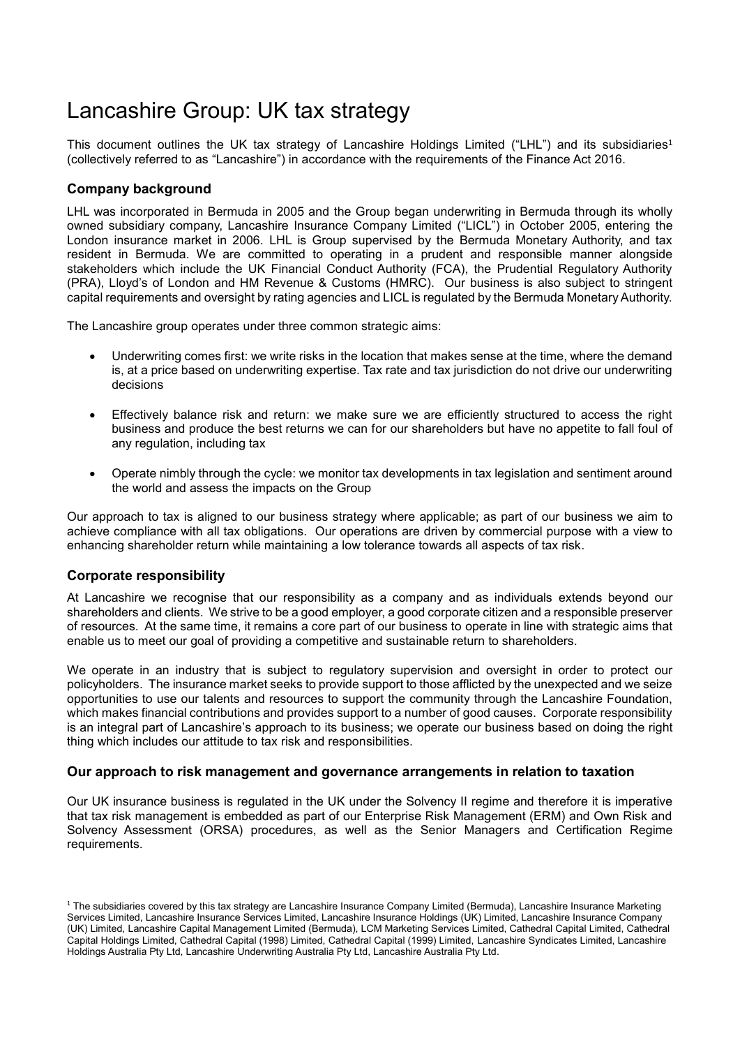# Lancashire Group: UK tax strategy

This document outlines the UK tax strategy of Lancashire Holdings Limited ("LHL") and its subsidiaries[1] (collectively referred to as "Lancashire") in accordance with the requirements of the Finance Act 2016.

## Company background

LHL was incorporated in Bermuda in 2005 and the Group began underwriting in Bermuda through its wholly owned subsidiary company, Lancashire Insurance Company Limited ("LICL") in October 2005, entering the London insurance market in 2006. LHL is Group supervised by the Bermuda Monetary Authority, and tax resident in Bermuda. We are committed to operating in a prudent and responsible manner alongside stakeholders which include the UK Financial Conduct Authority (FCA), the Prudential Regulatory Authority (PRA), Lloyd's of London and HM Revenue & Customs (HMRC). Our business is also subject to stringent capital requirements and oversight by rating agencies and LICL is regulated by the Bermuda Monetary Authority.

The Lancashire group operates under three common strategic aims:

- Underwriting comes first: we write risks in the location that makes sense at the time, where the demand is, at a price based on underwriting expertise. Tax rate and tax jurisdiction do not drive our underwriting decisions
- Effectively balance risk and return: we make sure we are efficiently structured to access the right business and produce the best returns we can for our shareholders but have no appetite to fall foul of any regulation, including tax
- Operate nimbly through the cycle: we monitor tax developments in tax legislation and sentiment around the world and assess the impacts on the Group

Our approach to tax is aligned to our business strategy where applicable; as part of our business we aim to achieve compliance with all tax obligations. Our operations are driven by commercial purpose with a view to enhancing shareholder return while maintaining a low tolerance towards all aspects of tax risk.

## Corporate responsibility

At Lancashire we recognise that our responsibility as a company and as individuals extends beyond our shareholders and clients. We strive to be a good employer, a good corporate citizen and a responsible preserver of resources. At the same time, it remains a core part of our business to operate in line with strategic aims that enable us to meet our goal of providing a competitive and sustainable return to shareholders.

We operate in an industry that is subject to regulatory supervision and oversight in order to protect our policyholders. The insurance market seeks to provide support to those afflicted by the unexpected and we seize opportunities to use our talents and resources to support the community through the Lancashire Foundation, which makes financial contributions and provides support to a number of good causes. Corporate responsibility is an integral part of Lancashire's approach to its business; we operate our business based on doing the right thing which includes our attitude to tax risk and responsibilities.

## Our approach to risk management and governance arrangements in relation to taxation

Our UK insurance business is regulated in the UK under the Solvency II regime and therefore it is imperative that tax risk management is embedded as part of our Enterprise Risk Management (ERM) and Own Risk and Solvency Assessment (ORSA) procedures, as well as the Senior Managers and Certification Regime requirements.

[1] The subsidiaries covered by this tax strategy are Lancashire Insurance Company Limited (Bermuda), Lancashire Insurance Marketing Services Limited, Lancashire Insurance Services Limited, Lancashire Insurance Holdings (UK) Limited, Lancashire Insurance Company (UK) Limited, Lancashire Capital Management Limited (Bermuda), LCM Marketing Services Limited, Cathedral Capital Limited, Cathedral Capital Holdings Limited, Cathedral Capital (1998) Limited, Cathedral Capital (1999) Limited, Lancashire Syndicates Limited, Lancashire Holdings Australia Pty Ltd, Lancashire Underwriting Australia Pty Ltd, Lancashire Australia Pty Ltd.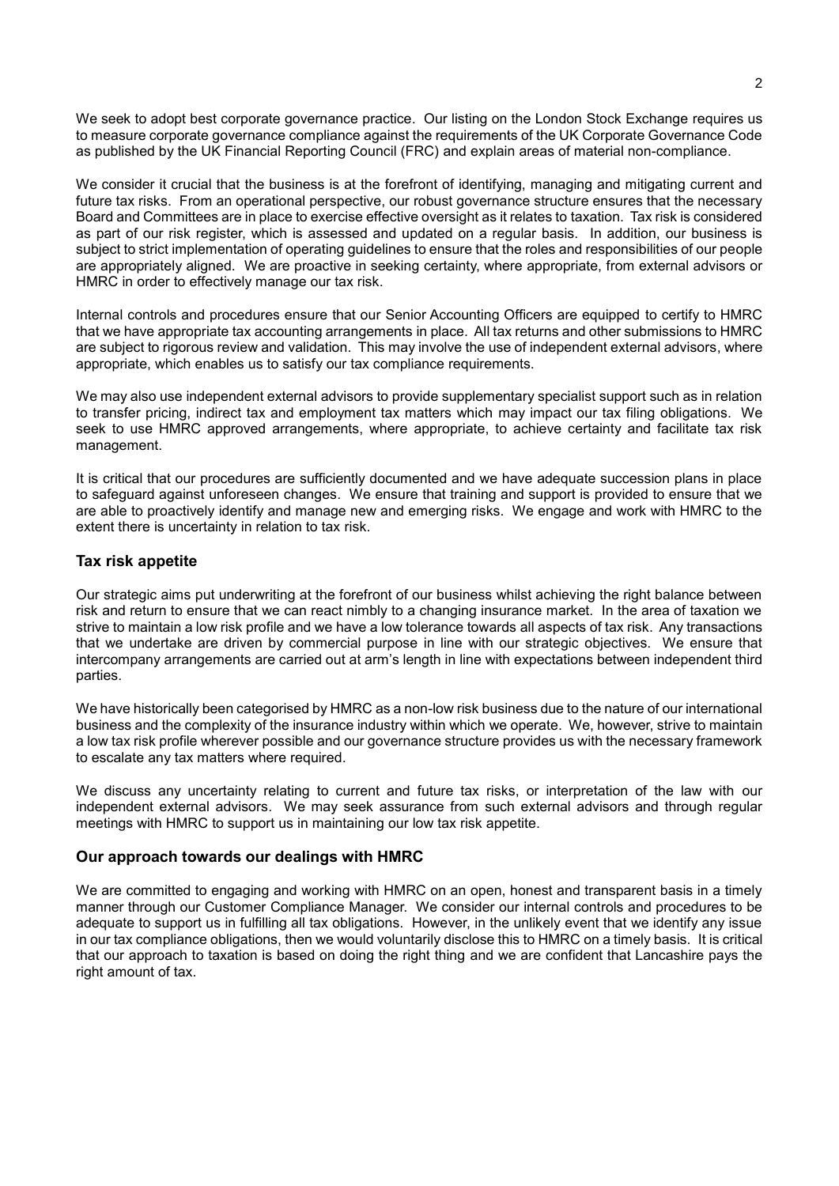We seek to adopt best corporate governance practice. Our listing on the London Stock Exchange requires us to measure corporate governance compliance against the requirements of the UK Corporate Governance Code as published by the UK Financial Reporting Council (FRC) and explain areas of material non-compliance.

We consider it crucial that the business is at the forefront of identifying, managing and mitigating current and future tax risks. From an operational perspective, our robust governance structure ensures that the necessary Board and Committees are in place to exercise effective oversight as it relates to taxation. Tax risk is considered as part of our risk register, which is assessed and updated on a regular basis. In addition, our business is subject to strict implementation of operating guidelines to ensure that the roles and responsibilities of our people are appropriately aligned. We are proactive in seeking certainty, where appropriate, from external advisors or HMRC in order to effectively manage our tax risk.

Internal controls and procedures ensure that our Senior Accounting Officers are equipped to certify to HMRC that we have appropriate tax accounting arrangements in place. All tax returns and other submissions to HMRC are subject to rigorous review and validation. This may involve the use of independent external advisors, where appropriate, which enables us to satisfy our tax compliance requirements.

We may also use independent external advisors to provide supplementary specialist support such as in relation to transfer pricing, indirect tax and employment tax matters which may impact our tax filing obligations. We seek to use HMRC approved arrangements, where appropriate, to achieve certainty and facilitate tax risk management.

It is critical that our procedures are sufficiently documented and we have adequate succession plans in place to safeguard against unforeseen changes. We ensure that training and support is provided to ensure that we are able to proactively identify and manage new and emerging risks. We engage and work with HMRC to the extent there is uncertainty in relation to tax risk.

## Tax risk appetite

Our strategic aims put underwriting at the forefront of our business whilst achieving the right balance between risk and return to ensure that we can react nimbly to a changing insurance market. In the area of taxation we strive to maintain a low risk profile and we have a low tolerance towards all aspects of tax risk. Any transactions that we undertake are driven by commercial purpose in line with our strategic objectives. We ensure that intercompany arrangements are carried out at arm's length in line with expectations between independent third parties.

We have historically been categorised by HMRC as a non-low risk business due to the nature of our international business and the complexity of the insurance industry within which we operate. We, however, strive to maintain a low tax risk profile wherever possible and our governance structure provides us with the necessary framework to escalate any tax matters where required.

We discuss any uncertainty relating to current and future tax risks, or interpretation of the law with our independent external advisors. We may seek assurance from such external advisors and through regular meetings with HMRC to support us in maintaining our low tax risk appetite.

## Our approach towards our dealings with HMRC

We are committed to engaging and working with HMRC on an open, honest and transparent basis in a timely manner through our Customer Compliance Manager. We consider our internal controls and procedures to be adequate to support us in fulfilling all tax obligations. However, in the unlikely event that we identify any issue in our tax compliance obligations, then we would voluntarily disclose this to HMRC on a timely basis. It is critical that our approach to taxation is based on doing the right thing and we are confident that Lancashire pays the right amount of tax.